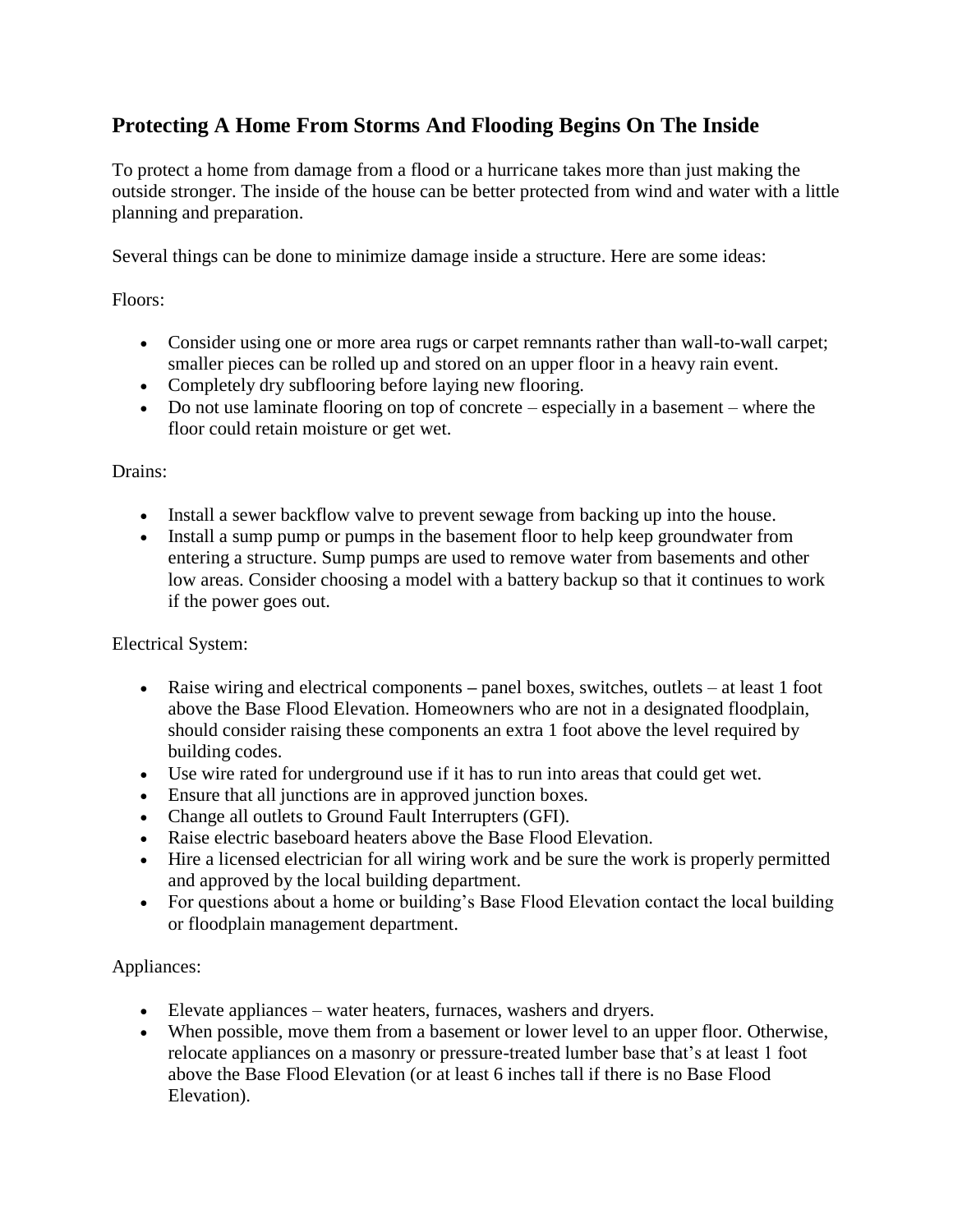## Protecting A Home From Storms And Flooding Begins On The Inside

To protect a home from damage from a flood or a hurricane takes more than just making the outside stronger. The inside of the house can be better protected from wind and water with a little planning and preparation.

Several things can be done to minimize damage inside a structure. Here are some ideas:

Floors:

- Consider using one or more area rugs or carpet remnants rather than wall-to-wall carpet; smaller pieces can be rolled up and stored on an upper floor in a heavy rain event.
- Completely dry subflooring before laying new flooring.
- Do not use laminate flooring on top of concrete – especially in a basement – where the floor could retain moisture or get wet.

Drains:

- Install a sewer backflow valve to prevent sewage from backing up into the house.
- Install a sump pump or pumps in the basement floor to help keep groundwater from entering a structure. Sump pumps are used to remove water from basements and other low areas. Consider choosing a model with a battery backup so that it continues to work if the power goes out.

Electrical System:

- Raise wiring and electrical components – panel boxes, switches, outlets – at least 1 foot above the Base Flood Elevation. Homeowners who are not in a designated floodplain, should consider raising these components an extra 1 foot above the level required by building codes.
- Use wire rated for underground use if it has to run into areas that could get wet.
- Ensure that all junctions are in approved junction boxes.
- Change all outlets to Ground Fault Interrupters (GFI).
- Raise electric baseboard heaters above the Base Flood Elevation.
- Hire a licensed electrician for all wiring work and be sure the work is properly permitted and approved by the local building department.
- For questions about a home or building's Base Flood Elevation contact the local building or floodplain management department.

Appliances:

- Elevate appliances – water heaters, furnaces, washers and dryers.
- When possible, move them from a basement or lower level to an upper floor. Otherwise, relocate appliances on a masonry or pressure-treated lumber base that's at least 1 foot above the Base Flood Elevation (or at least 6 inches tall if there is no Base Flood Elevation).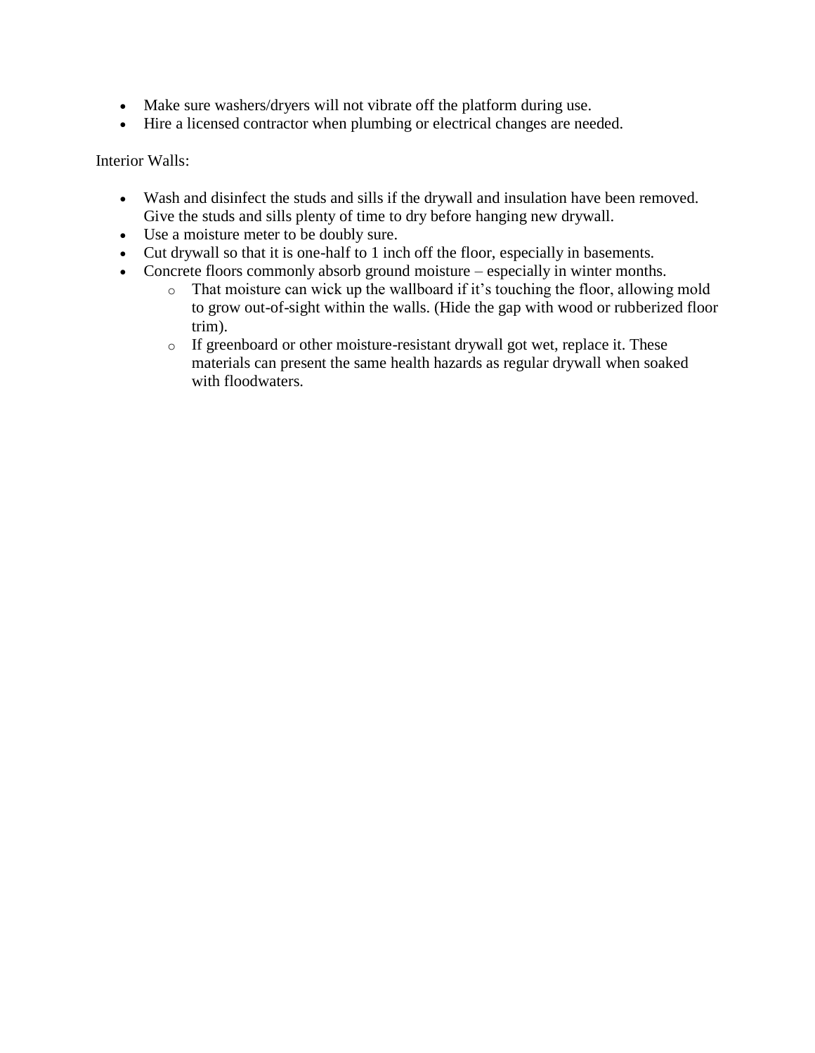- Make sure washers/dryers will not vibrate off the platform during use.
- Hire a licensed contractor when plumbing or electrical changes are needed.

Interior Walls:

- Wash and disinfect the studs and sills if the drywall and insulation have been removed. Give the studs and sills plenty of time to dry before hanging new drywall.
- Use a moisture meter to be doubly sure.
- Cut drywall so that it is one-half to 1 inch off the floor, especially in basements.
- Concrete floors commonly absorb ground moisture – especially in winter months.
    - That moisture can wick up the wallboard if it's touching the floor, allowing mold to grow out-of-sight within the walls. (Hide the gap with wood or rubberized floor trim).
    - If greenboard or other moisture-resistant drywall got wet, replace it. These materials can present the same health hazards as regular drywall when soaked with floodwaters.